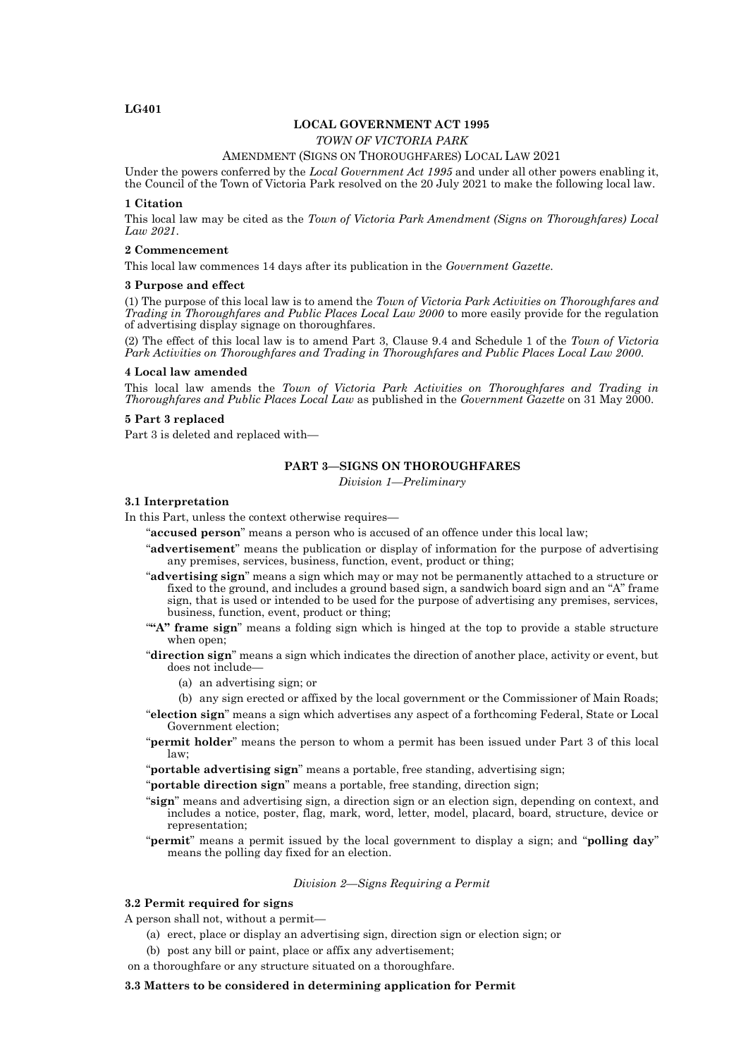LG401

**LOCAL GOVERNMENT ACT 1995**

*TOWN OF VICTORIA PARK*

AMENDMENT (SIGNS ON THOROUGHFARES) LOCAL LAW 2021

Under the powers conferred by the *Local Government Act 1995* and under all other powers enabling it, the Council of the Town of Victoria Park resolved on the 20 July 2021 to make the following local law.

**1 Citation**

This local law may be cited as the *Town of Victoria Park Amendment (Signs on Thoroughfares) Local Law 2021*.

**2 Commencement**

This local law commences 14 days after its publication in the *Government Gazette*.

**3 Purpose and effect**

(1) The purpose of this local law is to amend the *Town of Victoria Park Activities on Thoroughfares and Trading in Thoroughfares and Public Places Local Law 2000* to more easily provide for the regulation of advertising display signage on thoroughfares.

(2) The effect of this local law is to amend Part 3, Clause 9.4 and Schedule 1 of the *Town of Victoria Park Activities on Thoroughfares and Trading in Thoroughfares and Public Places Local Law 2000*.

**4 Local law amended**

This local law amends the *Town of Victoria Park Activities on Thoroughfares and Trading in Thoroughfares and Public Places Local Law* as published in the *Government Gazette* on 31 May 2000.

**5 Part 3 replaced**

Part 3 is deleted and replaced with—

**PART 3—SIGNS ON THOROUGHFARES**

*Division 1—Preliminary*

**3.1 Interpretation**

In this Part, unless the context otherwise requires—

"**accused person**" means a person who is accused of an offence under this local law;

"**advertisement**" means the publication or display of information for the purpose of advertising any premises, services, business, function, event, product or thing;

"**advertising sign**" means a sign which may or may not be permanently attached to a structure or fixed to the ground, and includes a ground based sign, a sandwich board sign and an "A" frame sign, that is used or intended to be used for the purpose of advertising any premises, services, business, function, event, product or thing;

"**"A" frame sign**" means a folding sign which is hinged at the top to provide a stable structure when open;

"**direction sign**" means a sign which indicates the direction of another place, activity or event, but does not include—

(a) an advertising sign; or

(b) any sign erected or affixed by the local government or the Commissioner of Main Roads;

"**election sign**" means a sign which advertises any aspect of a forthcoming Federal, State or Local Government election;

"**permit holder**" means the person to whom a permit has been issued under Part 3 of this local law;

"**portable advertising sign**" means a portable, free standing, advertising sign;

"**portable direction sign**" means a portable, free standing, direction sign;

"**sign**" means and advertising sign, a direction sign or an election sign, depending on context, and includes a notice, poster, flag, mark, word, letter, model, placard, board, structure, device or representation;

"**permit**" means a permit issued by the local government to display a sign; and "**polling day**" means the polling day fixed for an election.

*Division 2—Signs Requiring a Permit*

**3.2 Permit required for signs**

A person shall not, without a permit—

(a) erect, place or display an advertising sign, direction sign or election sign; or

(b) post any bill or paint, place or affix any advertisement;

on a thoroughfare or any structure situated on a thoroughfare.

**3.3 Matters to be considered in determining application for Permit**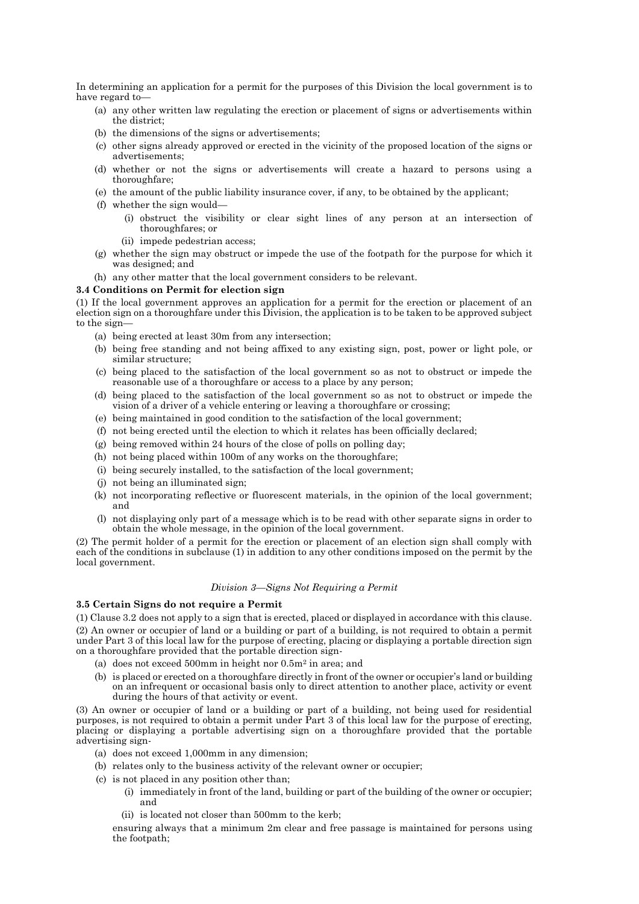In determining an application for a permit for the purposes of this Division the local government is to have regard to—

- (a) any other written law regulating the erection or placement of signs or advertisements within the district;
- (b) the dimensions of the signs or advertisements;
- (c) other signs already approved or erected in the vicinity of the proposed location of the signs or advertisements;
- (d) whether or not the signs or advertisements will create a hazard to persons using a thoroughfare;
- (e) the amount of the public liability insurance cover, if any, to be obtained by the applicant;
- (f) whether the sign would—
  - (i) obstruct the visibility or clear sight lines of any person at an intersection of thoroughfares; or
  - (ii) impede pedestrian access;
- (g) whether the sign may obstruct or impede the use of the footpath for the purpose for which it was designed; and
- (h) any other matter that the local government considers to be relevant.

**3.4 Conditions on Permit for election sign**

(1) If the local government approves an application for a permit for the erection or placement of an election sign on a thoroughfare under this Division, the application is to be taken to be approved subject to the sign—

- (a) being erected at least 30m from any intersection;
- (b) being free standing and not being affixed to any existing sign, post, power or light pole, or similar structure;
- (c) being placed to the satisfaction of the local government so as not to obstruct or impede the reasonable use of a thoroughfare or access to a place by any person;
- (d) being placed to the satisfaction of the local government so as not to obstruct or impede the vision of a driver of a vehicle entering or leaving a thoroughfare or crossing;
- (e) being maintained in good condition to the satisfaction of the local government;
- (f) not being erected until the election to which it relates has been officially declared;
- (g) being removed within 24 hours of the close of polls on polling day;
- (h) not being placed within 100m of any works on the thoroughfare;
- (i) being securely installed, to the satisfaction of the local government;
- (j) not being an illuminated sign;
- (k) not incorporating reflective or fluorescent materials, in the opinion of the local government; and
- (l) not displaying only part of a message which is to be read with other separate signs in order to obtain the whole message, in the opinion of the local government.

(2) The permit holder of a permit for the erection or placement of an election sign shall comply with each of the conditions in subclause (1) in addition to any other conditions imposed on the permit by the local government.

*Division 3—Signs Not Requiring a Permit*

**3.5 Certain Signs do not require a Permit**

(1) Clause 3.2 does not apply to a sign that is erected, placed or displayed in accordance with this clause.

(2) An owner or occupier of land or a building or part of a building, is not required to obtain a permit under Part 3 of this local law for the purpose of erecting, placing or displaying a portable direction sign on a thoroughfare provided that the portable direction sign-

- (a) does not exceed 500mm in height nor $0.5m^2$ in area; and
- (b) is placed or erected on a thoroughfare directly in front of the owner or occupier's land or building on an infrequent or occasional basis only to direct attention to another place, activity or event during the hours of that activity or event.

(3) An owner or occupier of land or a building or part of a building, not being used for residential purposes, is not required to obtain a permit under Part 3 of this local law for the purpose of erecting, placing or displaying a portable advertising sign on a thoroughfare provided that the portable advertising sign-

- (a) does not exceed 1,000mm in any dimension;
- (b) relates only to the business activity of the relevant owner or occupier;
- (c) is not placed in any position other than;
  - (i) immediately in front of the land, building or part of the building of the owner or occupier; and
  - (ii) is located not closer than 500mm to the kerb;

  ensuring always that a minimum 2m clear and free passage is maintained for persons using the footpath;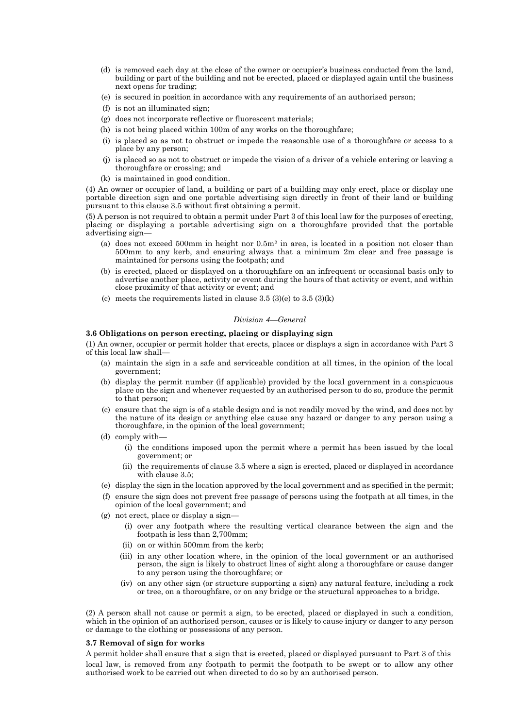(d) is removed each day at the close of the owner or occupier's business conducted from the land, building or part of the building and not be erected, placed or displayed again until the business next opens for trading;

(e) is secured in position in accordance with any requirements of an authorised person;

(f) is not an illuminated sign;

(g) does not incorporate reflective or fluorescent materials;

(h) is not being placed within 100m of any works on the thoroughfare;

(i) is placed so as not to obstruct or impede the reasonable use of a thoroughfare or access to a place by any person;

(j) is placed so as not to obstruct or impede the vision of a driver of a vehicle entering or leaving a thoroughfare or crossing; and

(k) is maintained in good condition.

(4) An owner or occupier of land, a building or part of a building may only erect, place or display one portable direction sign and one portable advertising sign directly in front of their land or building pursuant to this clause 3.5 without first obtaining a permit.

(5) A person is not required to obtain a permit under Part 3 of this local law for the purposes of erecting, placing or displaying a portable advertising sign on a thoroughfare provided that the portable advertising sign—

(a) does not exceed 500mm in height nor $0.5m^2$ in area, is located in a position not closer than 500mm to any kerb, and ensuring always that a minimum 2m clear and free passage is maintained for persons using the footpath; and

(b) is erected, placed or displayed on a thoroughfare on an infrequent or occasional basis only to advertise another place, activity or event during the hours of that activity or event, and within close proximity of that activity or event; and

(c) meets the requirements listed in clause 3.5 (3)(e) to 3.5 (3)(k)

*Division 4—General*

**3.6 Obligations on person erecting, placing or displaying sign**

(1) An owner, occupier or permit holder that erects, places or displays a sign in accordance with Part 3 of this local law shall—

(a) maintain the sign in a safe and serviceable condition at all times, in the opinion of the local government;

(b) display the permit number (if applicable) provided by the local government in a conspicuous place on the sign and whenever requested by an authorised person to do so, produce the permit to that person;

(c) ensure that the sign is of a stable design and is not readily moved by the wind, and does not by the nature of its design or anything else cause any hazard or danger to any person using a thoroughfare, in the opinion of the local government;

(d) comply with—

(i) the conditions imposed upon the permit where a permit has been issued by the local government; or

(ii) the requirements of clause 3.5 where a sign is erected, placed or displayed in accordance with clause 3.5;

(e) display the sign in the location approved by the local government and as specified in the permit;

(f) ensure the sign does not prevent free passage of persons using the footpath at all times, in the opinion of the local government; and

(g) not erect, place or display a sign—

(i) over any footpath where the resulting vertical clearance between the sign and the footpath is less than 2,700mm;

(ii) on or within 500mm from the kerb;

(iii) in any other location where, in the opinion of the local government or an authorised person, the sign is likely to obstruct lines of sight along a thoroughfare or cause danger to any person using the thoroughfare; or

(iv) on any other sign (or structure supporting a sign) any natural feature, including a rock or tree, on a thoroughfare, or on any bridge or the structural approaches to a bridge.

(2) A person shall not cause or permit a sign, to be erected, placed or displayed in such a condition, which in the opinion of an authorised person, causes or is likely to cause injury or danger to any person or damage to the clothing or possessions of any person.

**3.7 Removal of sign for works**

A permit holder shall ensure that a sign that is erected, placed or displayed pursuant to Part 3 of this local law, is removed from any footpath to permit the footpath to be swept or to allow any other authorised work to be carried out when directed to do so by an authorised person.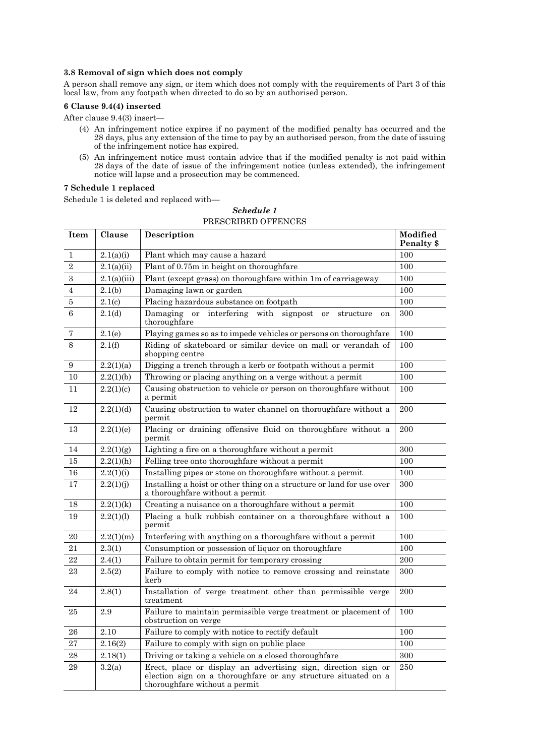**3.8 Removal of sign which does not comply**

A person shall remove any sign, or item which does not comply with the requirements of Part 3 of this local law, from any footpath when directed to do so by an authorised person.

**6 Clause 9.4(4) inserted**

After clause 9.4(3) insert—

(4) An infringement notice expires if no payment of the modified penalty has occurred and the 28 days, plus any extension of the time to pay by an authorised person, from the date of issuing of the infringement notice has expired.

(5) An infringement notice must contain advice that if the modified penalty is not paid within 28 days of the date of issue of the infringement notice (unless extended), the infringement notice will lapse and a prosecution may be commenced.

**7 Schedule 1 replaced**

Schedule 1 is deleted and replaced with—

***Schedule 1***

PRESCRIBED OFFENCES

| Item | Clause | Description | Modified Penalty $ |
|---|---|---|---|
| 1 | 2.1(a)(i) | Plant which may cause a hazard | 100 |
| 2 | 2.1(a)(ii) | Plant of 0.75m in height on thoroughfare | 100 |
| 3 | 2.1(a)(iii) | Plant (except grass) on thoroughfare within 1m of carriageway | 100 |
| 4 | 2.1(b) | Damaging lawn or garden | 100 |
| 5 | 2.1(c) | Placing hazardous substance on footpath | 100 |
| 6 | 2.1(d) | Damaging or interfering with signpost or structure on thoroughfare | 300 |
| 7 | 2.1(e) | Playing games so as to impede vehicles or persons on thoroughfare | 100 |
| 8 | 2.1(f) | Riding of skateboard or similar device on mall or verandah of shopping centre | 100 |
| 9 | 2.2(1)(a) | Digging a trench through a kerb or footpath without a permit | 100 |
| 10 | 2.2(1)(b) | Throwing or placing anything on a verge without a permit | 100 |
| 11 | 2.2(1)(c) | Causing obstruction to vehicle or person on thoroughfare without a permit | 100 |
| 12 | 2.2(1)(d) | Causing obstruction to water channel on thoroughfare without a permit | 200 |
| 13 | 2.2(1)(e) | Placing or draining offensive fluid on thoroughfare without a permit | 200 |
| 14 | 2.2(1)(g) | Lighting a fire on a thoroughfare without a permit | 300 |
| 15 | 2.2(1)(h) | Felling tree onto thoroughfare without a permit | 100 |
| 16 | 2.2(1)(i) | Installing pipes or stone on thoroughfare without a permit | 100 |
| 17 | 2.2(1)(j) | Installing a hoist or other thing on a structure or land for use over a thoroughfare without a permit | 300 |
| 18 | 2.2(1)(k) | Creating a nuisance on a thoroughfare without a permit | 100 |
| 19 | 2.2(1)(l) | Placing a bulk rubbish container on a thoroughfare without a permit | 100 |
| 20 | 2.2(1)(m) | Interfering with anything on a thoroughfare without a permit | 100 |
| 21 | 2.3(1) | Consumption or possession of liquor on thoroughfare | 100 |
| 22 | 2.4(1) | Failure to obtain permit for temporary crossing | 200 |
| 23 | 2.5(2) | Failure to comply with notice to remove crossing and reinstate kerb | 300 |
| 24 | 2.8(1) | Installation of verge treatment other than permissible verge treatment | 200 |
| 25 | 2.9 | Failure to maintain permissible verge treatment or placement of obstruction on verge | 100 |
| 26 | 2.10 | Failure to comply with notice to rectify default | 100 |
| 27 | 2.16(2) | Failure to comply with sign on public place | 100 |
| 28 | 2.18(1) | Driving or taking a vehicle on a closed thoroughfare | 300 |
| 29 | 3.2(a) | Erect, place or display an advertising sign, direction sign or election sign on a thoroughfare or any structure situated on a thoroughfare without a permit | 250 |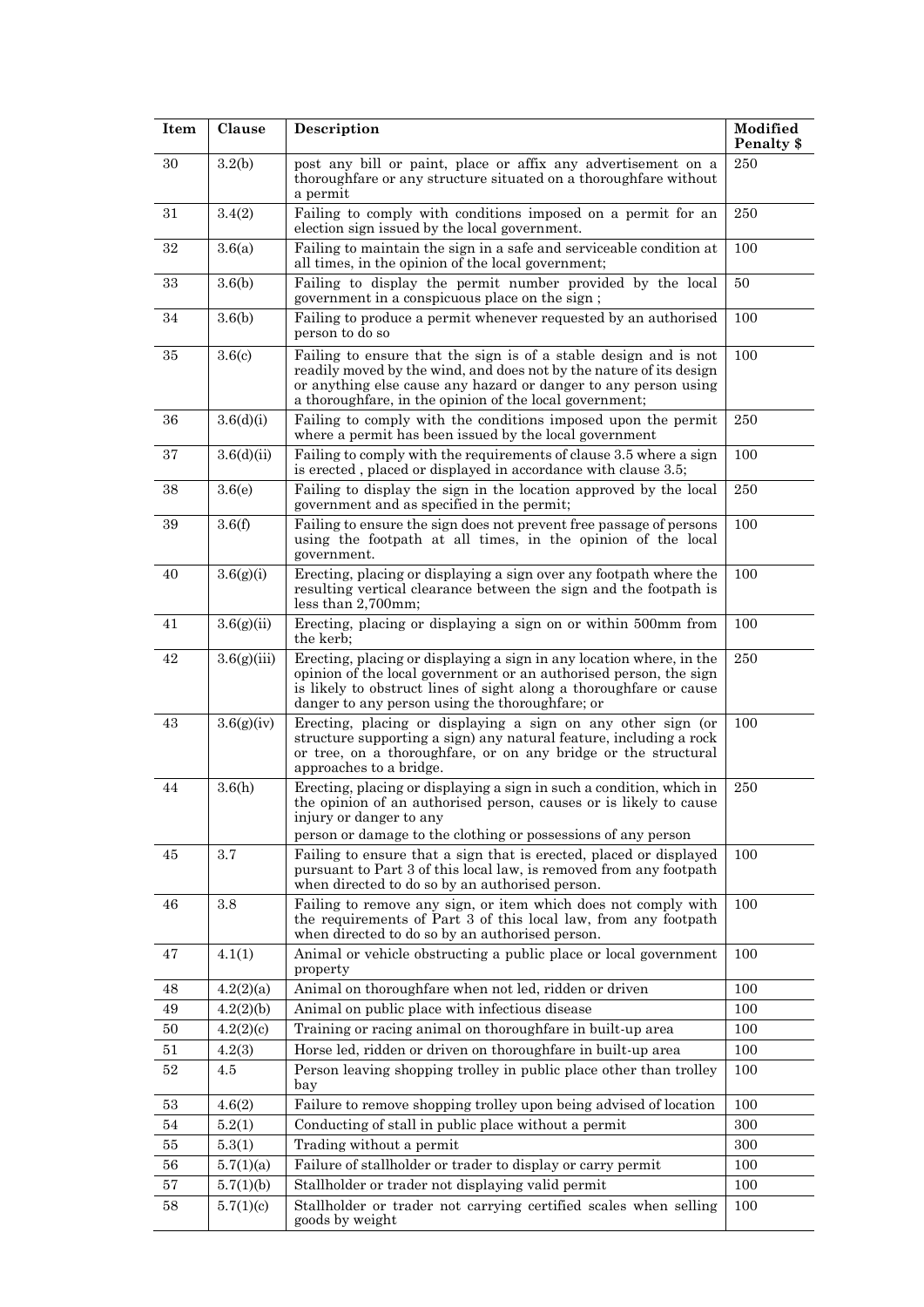| Item | Clause | Description | Modified Penalty $ |
|---|---|---|---|
| 30 | 3.2(b) | post any bill or paint, place or affix any advertisement on a thoroughfare or any structure situated on a thoroughfare without a permit | 250 |
| 31 | 3.4(2) | Failing to comply with conditions imposed on a permit for an election sign issued by the local government. | 250 |
| 32 | 3.6(a) | Failing to maintain the sign in a safe and serviceable condition at all times, in the opinion of the local government; | 100 |
| 33 | 3.6(b) | Failing to display the permit number provided by the local government in a conspicuous place on the sign ; | 50 |
| 34 | 3.6(b) | Failing to produce a permit whenever requested by an authorised person to do so | 100 |
| 35 | 3.6(c) | Failing to ensure that the sign is of a stable design and is not readily moved by the wind, and does not by the nature of its design or anything else cause any hazard or danger to any person using a thoroughfare, in the opinion of the local government; | 100 |
| 36 | 3.6(d)(i) | Failing to comply with the conditions imposed upon the permit where a permit has been issued by the local government | 250 |
| 37 | 3.6(d)(ii) | Failing to comply with the requirements of clause 3.5 where a sign is erected , placed or displayed in accordance with clause 3.5; | 100 |
| 38 | 3.6(e) | Failing to display the sign in the location approved by the local government and as specified in the permit; | 250 |
| 39 | 3.6(f) | Failing to ensure the sign does not prevent free passage of persons using the footpath at all times, in the opinion of the local government. | 100 |
| 40 | 3.6(g)(i) | Erecting, placing or displaying a sign over any footpath where the resulting vertical clearance between the sign and the footpath is less than 2,700mm; | 100 |
| 41 | 3.6(g)(ii) | Erecting, placing or displaying a sign on or within 500mm from the kerb; | 100 |
| 42 | 3.6(g)(iii) | Erecting, placing or displaying a sign in any location where, in the opinion of the local government or an authorised person, the sign is likely to obstruct lines of sight along a thoroughfare or cause danger to any person using the thoroughfare; or | 250 |
| 43 | 3.6(g)(iv) | Erecting, placing or displaying a sign on any other sign (or structure supporting a sign) any natural feature, including a rock or tree, on a thoroughfare, or on any bridge or the structural approaches to a bridge. | 100 |
| 44 | 3.6(h) | Erecting, placing or displaying a sign in such a condition, which in the opinion of an authorised person, causes or is likely to cause injury or danger to any person or damage to the clothing or possessions of any person | 250 |
| 45 | 3.7 | Failing to ensure that a sign that is erected, placed or displayed pursuant to Part 3 of this local law, is removed from any footpath when directed to do so by an authorised person. | 100 |
| 46 | 3.8 | Failing to remove any sign, or item which does not comply with the requirements of Part 3 of this local law, from any footpath when directed to do so by an authorised person. | 100 |
| 47 | 4.1(1) | Animal or vehicle obstructing a public place or local government property | 100 |
| 48 | 4.2(2)(a) | Animal on thoroughfare when not led, ridden or driven | 100 |
| 49 | 4.2(2)(b) | Animal on public place with infectious disease | 100 |
| 50 | 4.2(2)(c) | Training or racing animal on thoroughfare in built-up area | 100 |
| 51 | 4.2(3) | Horse led, ridden or driven on thoroughfare in built-up area | 100 |
| 52 | 4.5 | Person leaving shopping trolley in public place other than trolley bay | 100 |
| 53 | 4.6(2) | Failure to remove shopping trolley upon being advised of location | 100 |
| 54 | 5.2(1) | Conducting of stall in public place without a permit | 300 |
| 55 | 5.3(1) | Trading without a permit | 300 |
| 56 | 5.7(1)(a) | Failure of stallholder or trader to display or carry permit | 100 |
| 57 | 5.7(1)(b) | Stallholder or trader not displaying valid permit | 100 |
| 58 | 5.7(1)(c) | Stallholder or trader not carrying certified scales when selling goods by weight | 100 |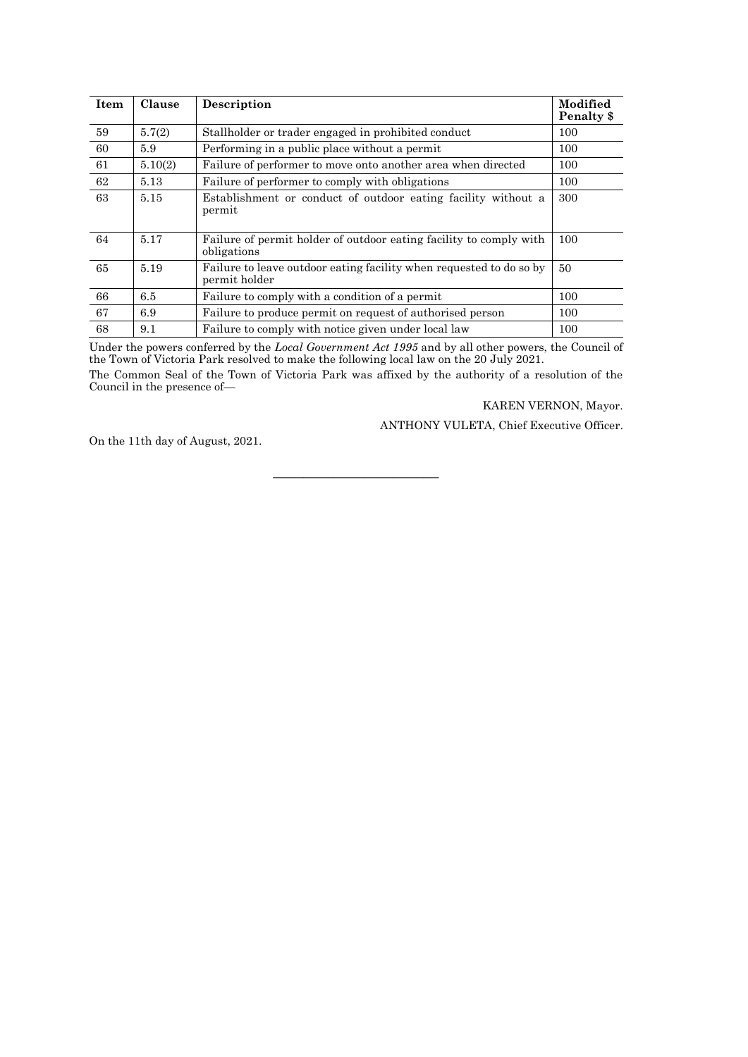| Item | Clause | Description | Modified Penalty $ |
|---|---|---|---|
| 59 | 5.7(2) | Stallholder or trader engaged in prohibited conduct | 100 |
| 60 | 5.9 | Performing in a public place without a permit | 100 |
| 61 | 5.10(2) | Failure of performer to move onto another area when directed | 100 |
| 62 | 5.13 | Failure of performer to comply with obligations | 100 |
| 63 | 5.15 | Establishment or conduct of outdoor eating facility without a permit | 300 |
| 64 | 5.17 | Failure of permit holder of outdoor eating facility to comply with obligations | 100 |
| 65 | 5.19 | Failure to leave outdoor eating facility when requested to do so by permit holder | 50 |
| 66 | 6.5 | Failure to comply with a condition of a permit | 100 |
| 67 | 6.9 | Failure to produce permit on request of authorised person | 100 |
| 68 | 9.1 | Failure to comply with notice given under local law | 100 |

Under the powers conferred by the *Local Government Act 1995* and by all other powers, the Council of the Town of Victoria Park resolved to make the following local law on the 20 July 2021.

The Common Seal of the Town of Victoria Park was affixed by the authority of a resolution of the Council in the presence of—

KAREN VERNON, Mayor.

ANTHONY VULETA, Chief Executive Officer.

On the 11th day of August, 2021.

---